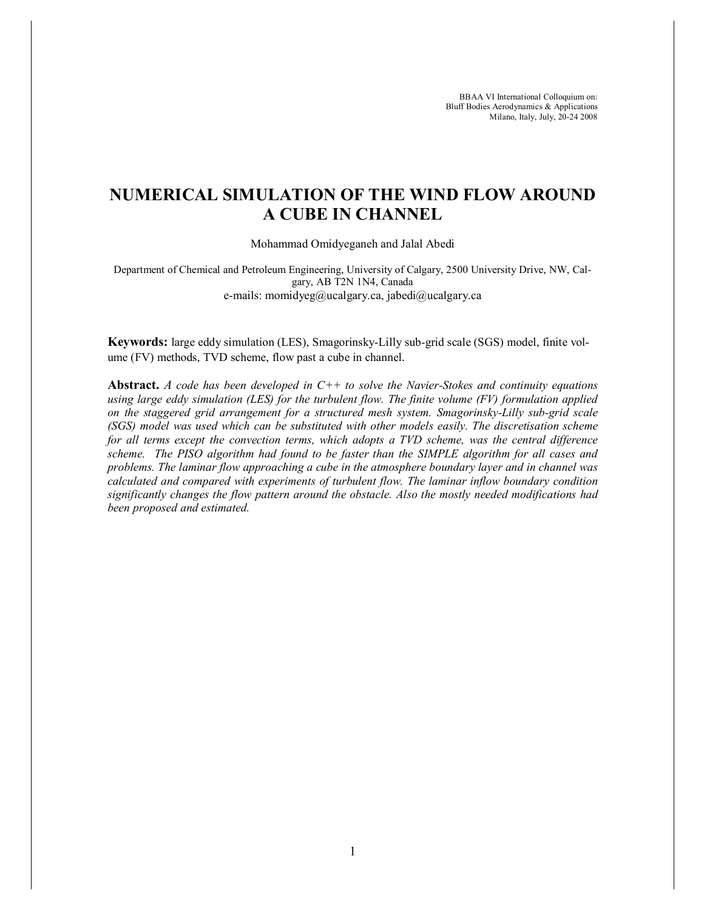BBAA VI International Colloquium on:
Bluff Bodies Aerodynamics & Applications
Milano, Italy, July, 20-24 2008

# NUMERICAL SIMULATION OF THE WIND FLOW AROUND A CUBE IN CHANNEL

Mohammad Omidyeganeh and Jalal Abedi

Department of Chemical and Petroleum Engineering, University of Calgary, 2500 University Drive, NW, Calgary, AB T2N 1N4, Canada
e-mails: momidyeg@ucalgary.ca, jabedi@ucalgary.ca

**Keywords:** large eddy simulation (LES), Smagorinsky-Lilly sub-grid scale (SGS) model, finite volume (FV) methods, TVD scheme, flow past a cube in channel.

**Abstract.** *A code has been developed in C++ to solve the Navier-Stokes and continuity equations using large eddy simulation (LES) for the turbulent flow. The finite volume (FV) formulation applied on the staggered grid arrangement for a structured mesh system. Smagorinsky-Lilly sub-grid scale (SGS) model was used which can be substituted with other models easily. The discretisation scheme for all terms except the convection terms, which adopts a TVD scheme, was the central difference scheme. The PISO algorithm had found to be faster than the SIMPLE algorithm for all cases and problems. The laminar flow approaching a cube in the atmosphere boundary layer and in channel was calculated and compared with experiments of turbulent flow. The laminar inflow boundary condition significantly changes the flow pattern around the obstacle. Also the mostly needed modifications had been proposed and estimated.*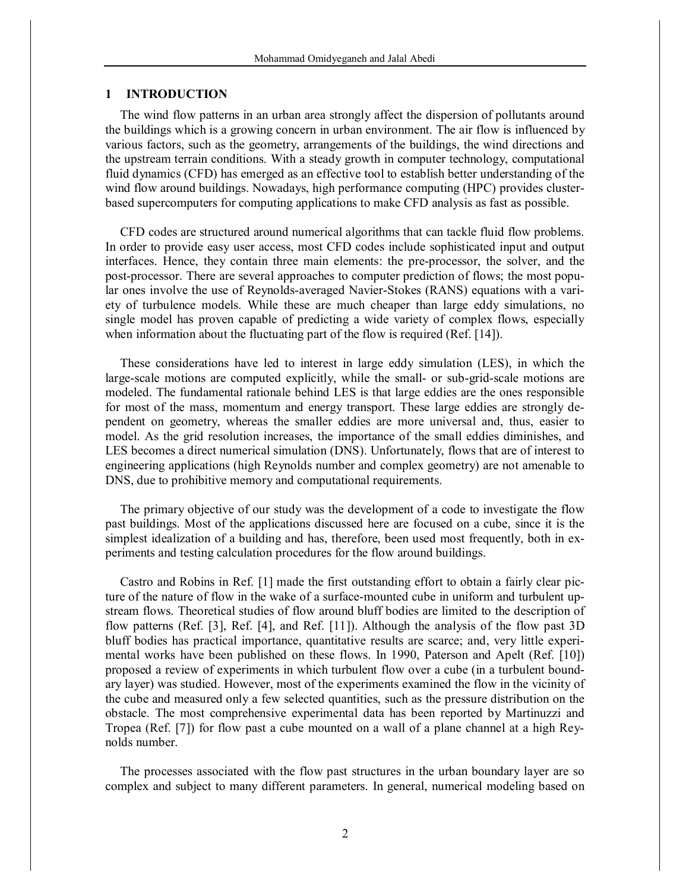## 1 INTRODUCTION

The wind flow patterns in an urban area strongly affect the dispersion of pollutants around the buildings which is a growing concern in urban environment. The air flow is influenced by various factors, such as the geometry, arrangements of the buildings, the wind directions and the upstream terrain conditions. With a steady growth in computer technology, computational fluid dynamics (CFD) has emerged as an effective tool to establish better understanding of the wind flow around buildings. Nowadays, high performance computing (HPC) provides cluster-based supercomputers for computing applications to make CFD analysis as fast as possible.

CFD codes are structured around numerical algorithms that can tackle fluid flow problems. In order to provide easy user access, most CFD codes include sophisticated input and output interfaces. Hence, they contain three main elements: the pre-processor, the solver, and the post-processor. There are several approaches to computer prediction of flows; the most popular ones involve the use of Reynolds-averaged Navier-Stokes (RANS) equations with a variety of turbulence models. While these are much cheaper than large eddy simulations, no single model has proven capable of predicting a wide variety of complex flows, especially when information about the fluctuating part of the flow is required (Ref. [14]).

These considerations have led to interest in large eddy simulation (LES), in which the large-scale motions are computed explicitly, while the small- or sub-grid-scale motions are modeled. The fundamental rationale behind LES is that large eddies are the ones responsible for most of the mass, momentum and energy transport. These large eddies are strongly dependent on geometry, whereas the smaller eddies are more universal and, thus, easier to model. As the grid resolution increases, the importance of the small eddies diminishes, and LES becomes a direct numerical simulation (DNS). Unfortunately, flows that are of interest to engineering applications (high Reynolds number and complex geometry) are not amenable to DNS, due to prohibitive memory and computational requirements.

The primary objective of our study was the development of a code to investigate the flow past buildings. Most of the applications discussed here are focused on a cube, since it is the simplest idealization of a building and has, therefore, been used most frequently, both in experiments and testing calculation procedures for the flow around buildings.

Castro and Robins in Ref. [1] made the first outstanding effort to obtain a fairly clear picture of the nature of flow in the wake of a surface-mounted cube in uniform and turbulent upstream flows. Theoretical studies of flow around bluff bodies are limited to the description of flow patterns (Ref. [3], Ref. [4], and Ref. [11]). Although the analysis of the flow past 3D bluff bodies has practical importance, quantitative results are scarce; and, very little experimental works have been published on these flows. In 1990, Paterson and Apelt (Ref. [10]) proposed a review of experiments in which turbulent flow over a cube (in a turbulent boundary layer) was studied. However, most of the experiments examined the flow in the vicinity of the cube and measured only a few selected quantities, such as the pressure distribution on the obstacle. The most comprehensive experimental data has been reported by Martinuzzi and Tropea (Ref. [7]) for flow past a cube mounted on a wall of a plane channel at a high Reynolds number.

The processes associated with the flow past structures in the urban boundary layer are so complex and subject to many different parameters. In general, numerical modeling based on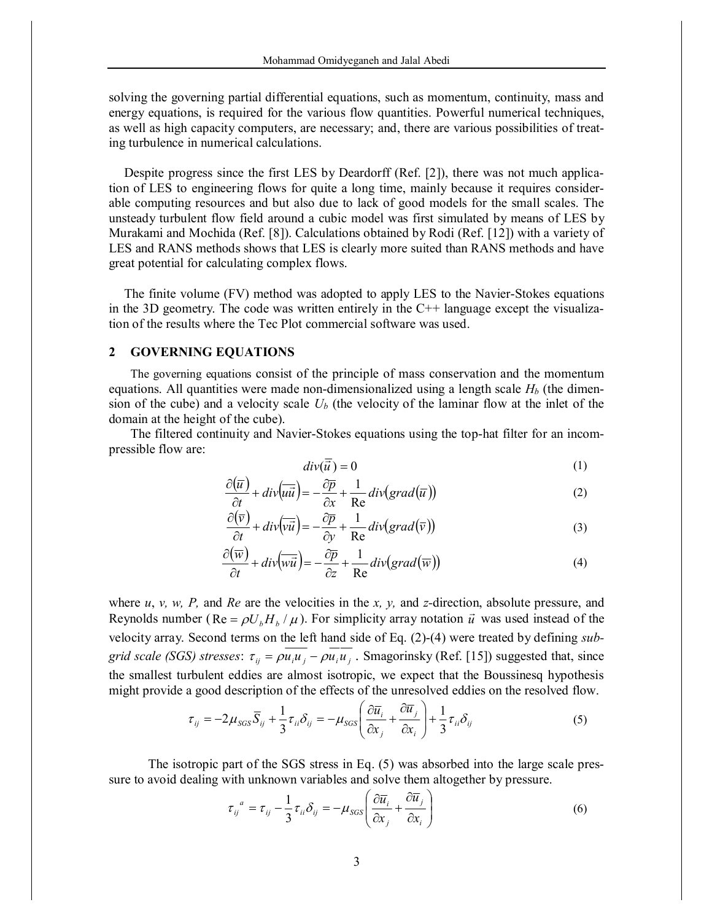solving the governing partial differential equations, such as momentum, continuity, mass and energy equations, is required for the various flow quantities. Powerful numerical techniques, as well as high capacity computers, are necessary; and, there are various possibilities of treating turbulence in numerical calculations.

Despite progress since the first LES by Deardorff (Ref. [2]), there was not much application of LES to engineering flows for quite a long time, mainly because it requires considerable computing resources and but also due to lack of good models for the small scales. The unsteady turbulent flow field around a cubic model was first simulated by means of LES by Murakami and Mochida (Ref. [8]). Calculations obtained by Rodi (Ref. [12]) with a variety of LES and RANS methods shows that LES is clearly more suited than RANS methods and have great potential for calculating complex flows.

The finite volume (FV) method was adopted to apply LES to the Navier-Stokes equations in the 3D geometry. The code was written entirely in the C++ language except the visualization of the results where the Tec Plot commercial software was used.

## 2 GOVERNING EQUATIONS

The governing equations consist of the principle of mass conservation and the momentum equations. All quantities were made non-dimensionalized using a length scale $H_b$ (the dimension of the cube) and a velocity scale $U_b$ (the velocity of the laminar flow at the inlet of the domain at the height of the cube).

The filtered continuity and Navier-Stokes equations using the top-hat filter for an incompressible flow are:

$$div(\overline{\vec{u}}) = 0 \tag{1}$$

$$\frac{\partial(\overline{u})}{\partial t} + div\left(\overline{u\vec{u}}\right) = -\frac{\partial \overline{p}}{\partial x} + \frac{1}{\text{Re}} div\left(grad\left(\overline{u}\right)\right) \tag{2}$$

$$\frac{\partial(\overline{v})}{\partial t} + div\left(\overline{v\vec{u}}\right) = -\frac{\partial \overline{p}}{\partial y} + \frac{1}{\text{Re}} div\left(grad\left(\overline{v}\right)\right) \tag{3}$$

$$\frac{\partial(\overline{w})}{\partial t} + div\left(\overline{w\vec{u}}\right) = -\frac{\partial \overline{p}}{\partial z} + \frac{1}{\text{Re}} div\left(grad\left(\overline{w}\right)\right) \tag{4}$$

where $u$, $v$, $w$, $P$, and $Re$ are the velocities in the $x$, $y$, and $z$-direction, absolute pressure, and Reynolds number ($\text{Re} = \rho U_b H_b / \mu$). For simplicity array notation $\vec{u}$ was used instead of the velocity array. Second terms on the left hand side of Eq. (2)-(4) were treated by defining *sub-grid scale (SGS) stresses*: $\tau_{ij} = \rho\overline{u_i u_j} - \rho\overline{u_i}\,\overline{u_j}$. Smagorinsky (Ref. [15]) suggested that, since the smallest turbulent eddies are almost isotropic, we expect that the Boussinesq hypothesis might provide a good description of the effects of the unresolved eddies on the resolved flow.

$$\tau_{ij} = -2\mu_{SGS}\overline{S}_{ij} + \frac{1}{3}\tau_{ii}\delta_{ij} = -\mu_{SGS}\left(\frac{\partial \overline{u}_i}{\partial x_j} + \frac{\partial \overline{u}_j}{\partial x_i}\right) + \frac{1}{3}\tau_{ii}\delta_{ij} \tag{5}$$

The isotropic part of the SGS stress in Eq. (5) was absorbed into the large scale pressure to avoid dealing with unknown variables and solve them altogether by pressure.

$$\tau_{ij}{}^{a} = \tau_{ij} - \frac{1}{3}\tau_{ii}\delta_{ij} = -\mu_{SGS}\left(\frac{\partial \overline{u}_i}{\partial x_j} + \frac{\partial \overline{u}_j}{\partial x_i}\right) \tag{6}$$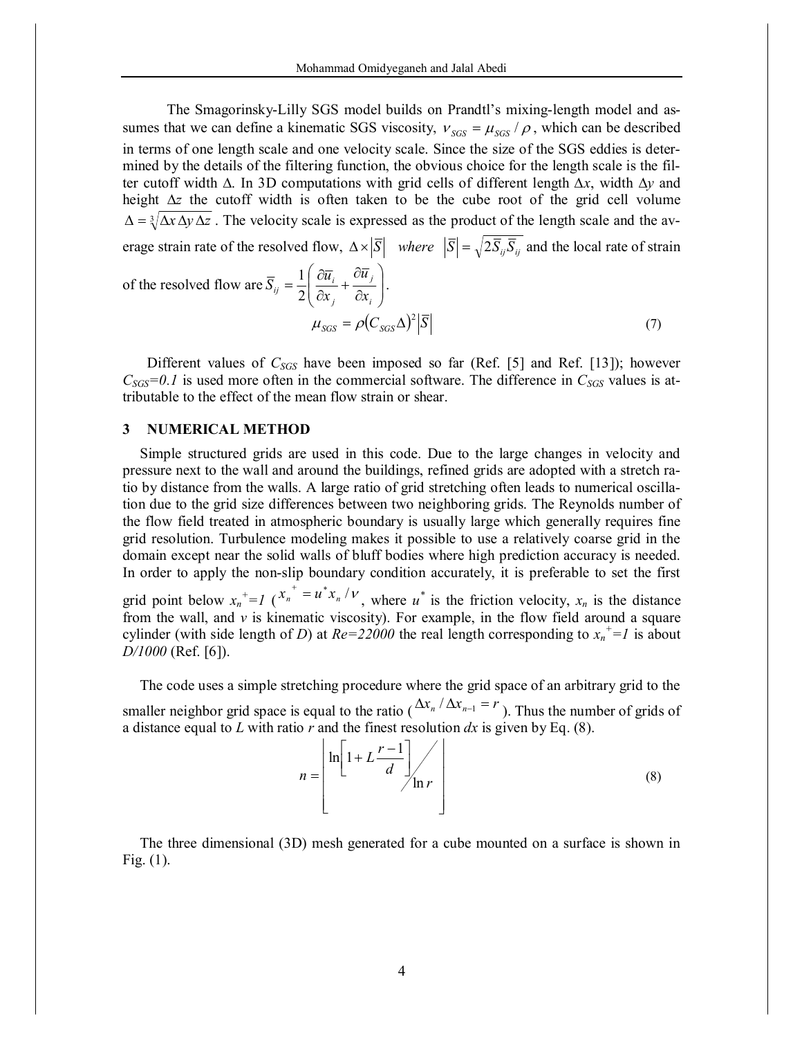The Smagorinsky-Lilly SGS model builds on Prandtl's mixing-length model and assumes that we can define a kinematic SGS viscosity, $\nu_{SGS} = \mu_{SGS} / \rho$, which can be described in terms of one length scale and one velocity scale. Since the size of the SGS eddies is determined by the details of the filtering function, the obvious choice for the length scale is the filter cutoff width Δ. In 3D computations with grid cells of different length $\Delta x$, width $\Delta y$ and height $\Delta z$ the cutoff width is often taken to be the cube root of the grid cell volume $\Delta = \sqrt[3]{\Delta x \, \Delta y \, \Delta z}$. The velocity scale is expressed as the product of the length scale and the average strain rate of the resolved flow, $\Delta \times |\overline{S}|$ *where* $|\overline{S}| = \sqrt{2 \overline{S}_{ij} \overline{S}_{ij}}$ and the local rate of strain of the resolved flow are $\overline{S}_{ij} = \frac{1}{2}\left( \frac{\partial \overline{u}_i}{\partial x_j} + \frac{\partial \overline{u}_j}{\partial x_i} \right)$.

$$\mu_{SGS} = \rho (C_{SGS} \Delta)^2 |\overline{S}| \tag{7}$$

Different values of $C_{SGS}$ have been imposed so far (Ref. [5] and Ref. [13]); however $C_{SGS}=0.1$ is used more often in the commercial software. The difference in $C_{SGS}$ values is attributable to the effect of the mean flow strain or shear.

## 3 NUMERICAL METHOD

Simple structured grids are used in this code. Due to the large changes in velocity and pressure next to the wall and around the buildings, refined grids are adopted with a stretch ratio by distance from the walls. A large ratio of grid stretching often leads to numerical oscillation due to the grid size differences between two neighboring grids. The Reynolds number of the flow field treated in atmospheric boundary is usually large which generally requires fine grid resolution. Turbulence modeling makes it possible to use a relatively coarse grid in the domain except near the solid walls of bluff bodies where high prediction accuracy is needed. In order to apply the non-slip boundary condition accurately, it is preferable to set the first grid point below $x_n^+=1$ ($x_n^+ = u^* x_n / \nu$, where $u^*$ is the friction velocity, $x_n$ is the distance from the wall, and $\nu$ is kinematic viscosity). For example, in the flow field around a square cylinder (with side length of $D$) at $Re=22000$ the real length corresponding to $x_n^+=1$ is about $D/1000$ (Ref. [6]).

The code uses a simple stretching procedure where the grid space of an arbitrary grid to the smaller neighbor grid space is equal to the ratio ($\Delta x_n / \Delta x_{n-1} = r$). Thus the number of grids of a distance equal to $L$ with ratio $r$ and the finest resolution $dx$ is given by Eq. (8).

$$n = \left\lfloor \ln\left[1 + L\frac{r-1}{d}\right] \Big/ \ln r \right\rfloor \tag{8}$$

The three dimensional (3D) mesh generated for a cube mounted on a surface is shown in Fig. (1).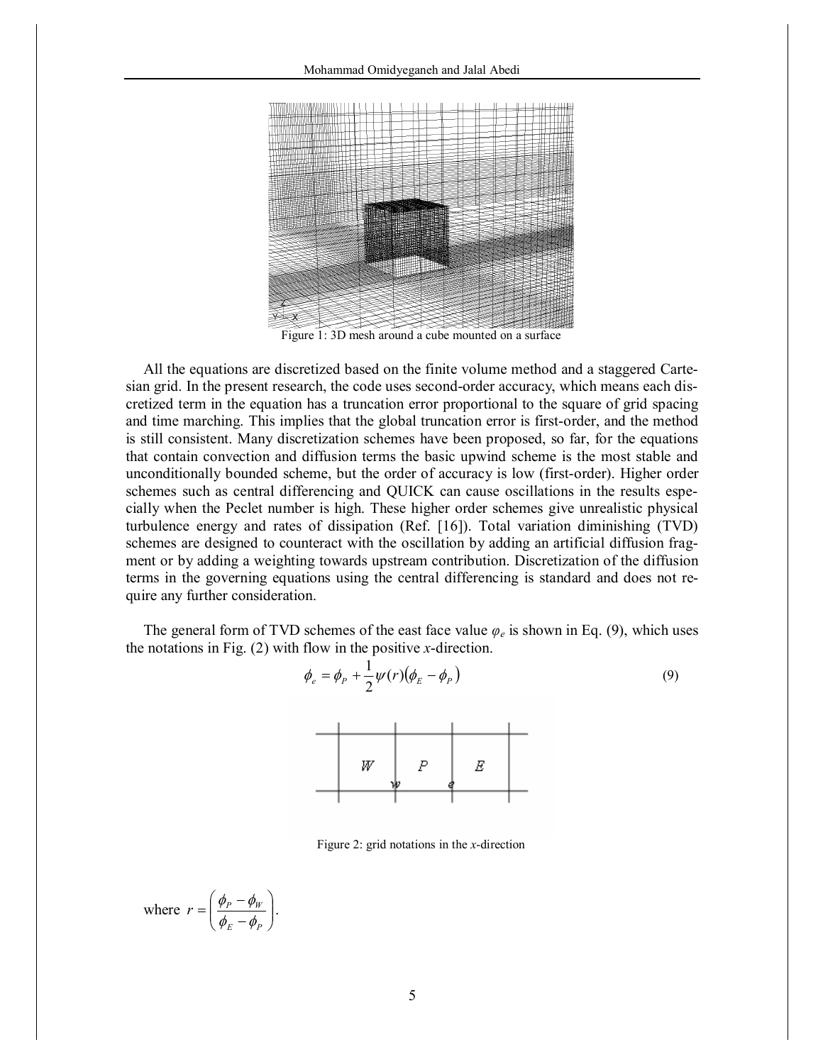Figure 1: 3D mesh around a cube mounted on a surface

All the equations are discretized based on the finite volume method and a staggered Cartesian grid. In the present research, the code uses second-order accuracy, which means each discretized term in the equation has a truncation error proportional to the square of grid spacing and time marching. This implies that the global truncation error is first-order, and the method is still consistent. Many discretization schemes have been proposed, so far, for the equations that contain convection and diffusion terms the basic upwind scheme is the most stable and unconditionally bounded scheme, but the order of accuracy is low (first-order). Higher order schemes such as central differencing and QUICK can cause oscillations in the results especially when the Peclet number is high. These higher order schemes give unrealistic physical turbulence energy and rates of dissipation (Ref. [16]). Total variation diminishing (TVD) schemes are designed to counteract with the oscillation by adding an artificial diffusion fragment or by adding a weighting towards upstream contribution. Discretization of the diffusion terms in the governing equations using the central differencing is standard and does not require any further consideration.

The general form of TVD schemes of the east face value $\varphi_e$ is shown in Eq. (9), which uses the notations in Fig. (2) with flow in the positive *x*-direction.

$$\phi_e = \phi_P + \frac{1}{2}\psi(r)\left(\phi_E - \phi_P\right) \tag{9}$$

Figure 2: grid notations in the *x*-direction

where $r = \left(\dfrac{\phi_P - \phi_W}{\phi_E - \phi_P}\right)$.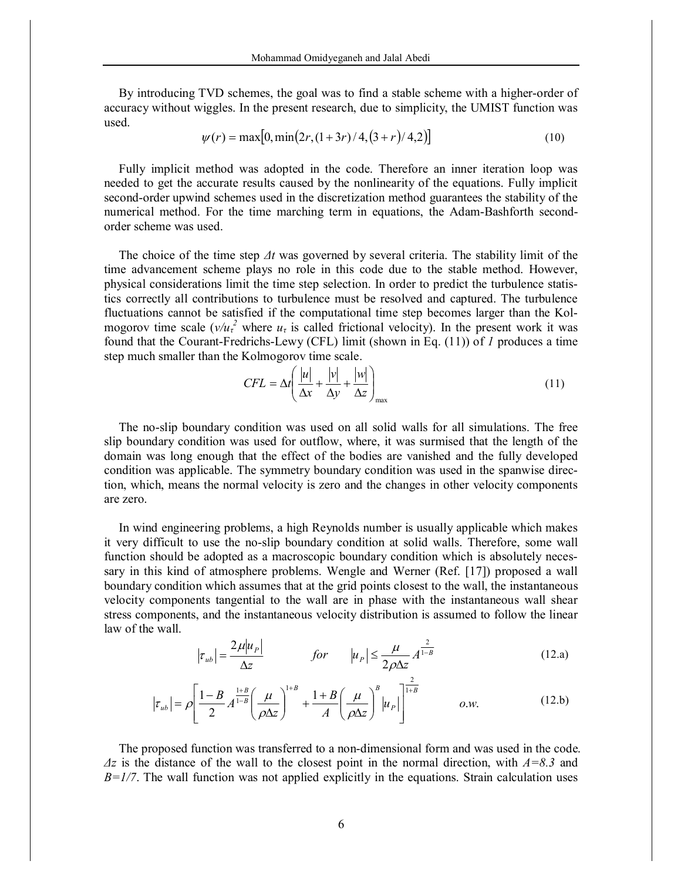By introducing TVD schemes, the goal was to find a stable scheme with a higher-order of accuracy without wiggles. In the present research, due to simplicity, the UMIST function was used.

$$\psi(r) = \max\left[0, \min\left(2r, (1+3r)/4, (3+r)/4, 2\right)\right] \tag{10}$$

Fully implicit method was adopted in the code. Therefore an inner iteration loop was needed to get the accurate results caused by the nonlinearity of the equations. Fully implicit second-order upwind schemes used in the discretization method guarantees the stability of the numerical method. For the time marching term in equations, the Adam-Bashforth second-order scheme was used.

The choice of the time step $\Delta t$ was governed by several criteria. The stability limit of the time advancement scheme plays no role in this code due to the stable method. However, physical considerations limit the time step selection. In order to predict the turbulence statistics correctly all contributions to turbulence must be resolved and captured. The turbulence fluctuations cannot be satisfied if the computational time step becomes larger than the Kolmogorov time scale ($\nu/u_\tau^2$ where $u_\tau$ is called frictional velocity). In the present work it was found that the Courant-Fredrichs-Lewy (CFL) limit (shown in Eq. (11)) of *1* produces a time step much smaller than the Kolmogorov time scale.

$$CFL = \Delta t\left(\frac{|u|}{\Delta x} + \frac{|v|}{\Delta y} + \frac{|w|}{\Delta z}\right)_{\max} \tag{11}$$

The no-slip boundary condition was used on all solid walls for all simulations. The free slip boundary condition was used for outflow, where, it was surmised that the length of the domain was long enough that the effect of the bodies are vanished and the fully developed condition was applicable. The symmetry boundary condition was used in the spanwise direction, which, means the normal velocity is zero and the changes in other velocity components are zero.

In wind engineering problems, a high Reynolds number is usually applicable which makes it very difficult to use the no-slip boundary condition at solid walls. Therefore, some wall function should be adopted as a macroscopic boundary condition which is absolutely necessary in this kind of atmosphere problems. Wengle and Werner (Ref. [17]) proposed a wall boundary condition which assumes that at the grid points closest to the wall, the instantaneous velocity components tangential to the wall are in phase with the instantaneous wall shear stress components, and the instantaneous velocity distribution is assumed to follow the linear law of the wall.

$$|\tau_{ub}| = \frac{2\mu|u_P|}{\Delta z} \qquad for \qquad |u_P| \le \frac{\mu}{2\rho\Delta z} A^{\frac{2}{1-B}} \tag{12.a}$$

$$|\tau_{ub}| = \rho\left[\frac{1-B}{2} A^{\frac{1+B}{1-B}}\left(\frac{\mu}{\rho\Delta z}\right)^{1+B} + \frac{1+B}{A}\left(\frac{\mu}{\rho\Delta z}\right)^{B}|u_P|\right]^{\frac{2}{1+B}} \qquad o.w. \tag{12.b}$$

The proposed function was transferred to a non-dimensional form and was used in the code. $\Delta z$ is the distance of the wall to the closest point in the normal direction, with $A=8.3$ and $B=1/7$. The wall function was not applied explicitly in the equations. Strain calculation uses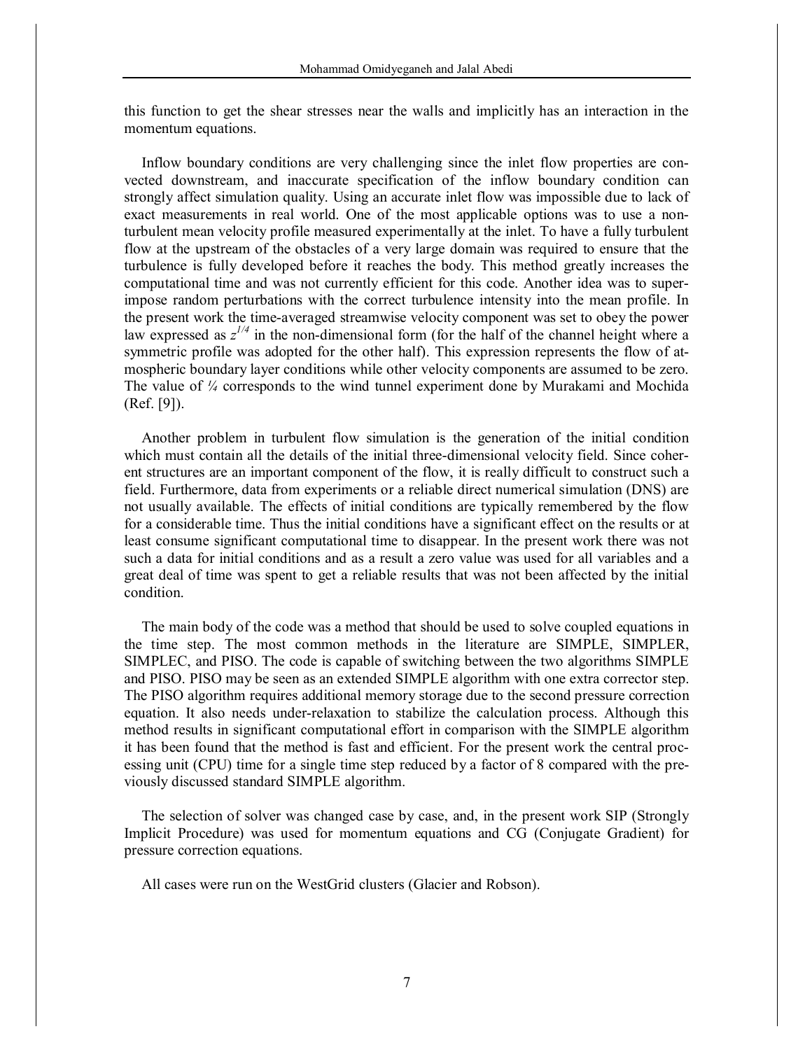this function to get the shear stresses near the walls and implicitly has an interaction in the momentum equations.

Inflow boundary conditions are very challenging since the inlet flow properties are convected downstream, and inaccurate specification of the inflow boundary condition can strongly affect simulation quality. Using an accurate inlet flow was impossible due to lack of exact measurements in real world. One of the most applicable options was to use a non-turbulent mean velocity profile measured experimentally at the inlet. To have a fully turbulent flow at the upstream of the obstacles of a very large domain was required to ensure that the turbulence is fully developed before it reaches the body. This method greatly increases the computational time and was not currently efficient for this code. Another idea was to superimpose random perturbations with the correct turbulence intensity into the mean profile. In the present work the time-averaged streamwise velocity component was set to obey the power law expressed as $z^{1/4}$ in the non-dimensional form (for the half of the channel height where a symmetric profile was adopted for the other half). This expression represents the flow of atmospheric boundary layer conditions while other velocity components are assumed to be zero. The value of ¼ corresponds to the wind tunnel experiment done by Murakami and Mochida (Ref. [9]).

Another problem in turbulent flow simulation is the generation of the initial condition which must contain all the details of the initial three-dimensional velocity field. Since coherent structures are an important component of the flow, it is really difficult to construct such a field. Furthermore, data from experiments or a reliable direct numerical simulation (DNS) are not usually available. The effects of initial conditions are typically remembered by the flow for a considerable time. Thus the initial conditions have a significant effect on the results or at least consume significant computational time to disappear. In the present work there was not such a data for initial conditions and as a result a zero value was used for all variables and a great deal of time was spent to get a reliable results that was not been affected by the initial condition.

The main body of the code was a method that should be used to solve coupled equations in the time step. The most common methods in the literature are SIMPLE, SIMPLER, SIMPLEC, and PISO. The code is capable of switching between the two algorithms SIMPLE and PISO. PISO may be seen as an extended SIMPLE algorithm with one extra corrector step. The PISO algorithm requires additional memory storage due to the second pressure correction equation. It also needs under-relaxation to stabilize the calculation process. Although this method results in significant computational effort in comparison with the SIMPLE algorithm it has been found that the method is fast and efficient. For the present work the central processing unit (CPU) time for a single time step reduced by a factor of 8 compared with the previously discussed standard SIMPLE algorithm.

The selection of solver was changed case by case, and, in the present work SIP (Strongly Implicit Procedure) was used for momentum equations and CG (Conjugate Gradient) for pressure correction equations.

All cases were run on the WestGrid clusters (Glacier and Robson).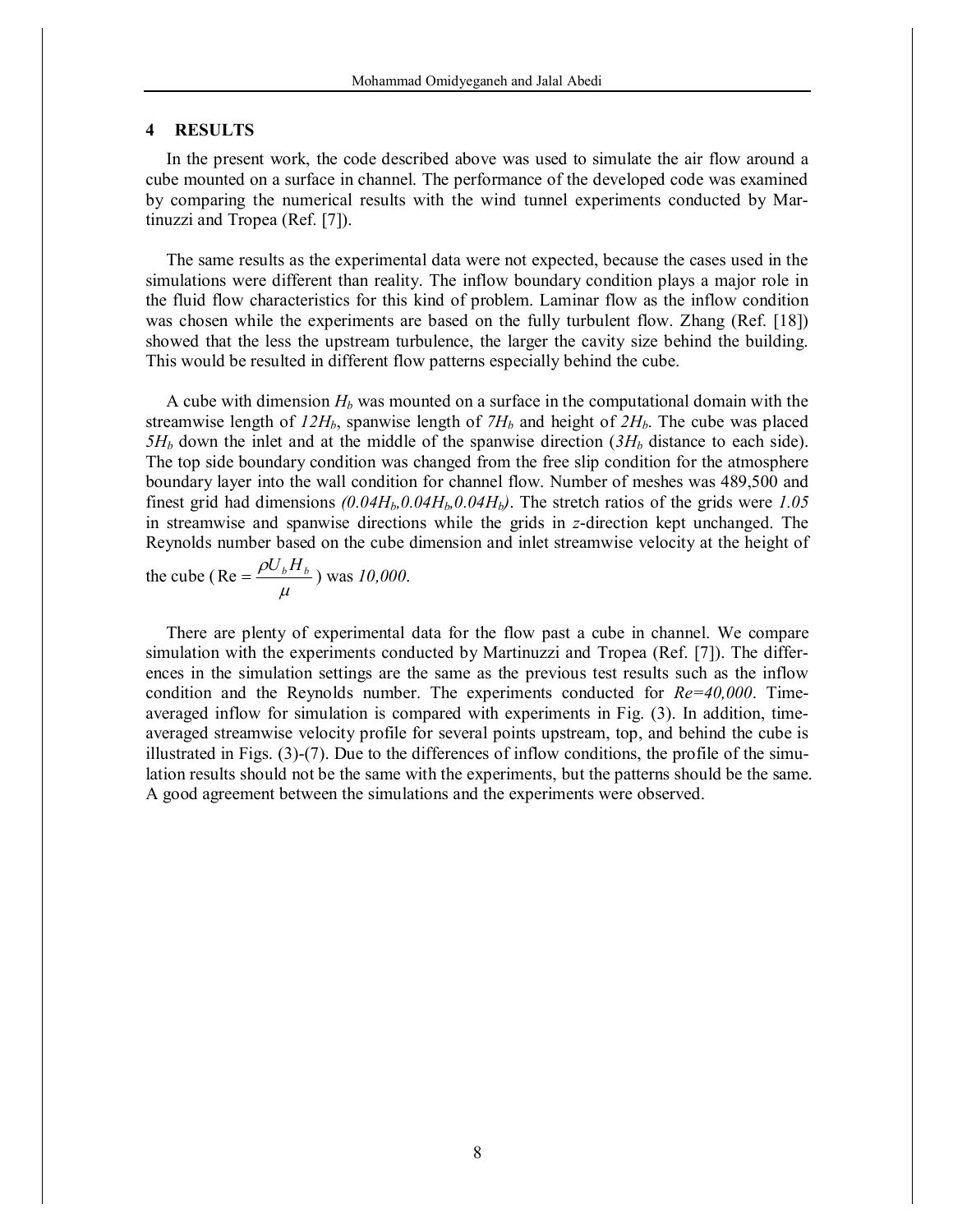## 4 RESULTS

In the present work, the code described above was used to simulate the air flow around a cube mounted on a surface in channel. The performance of the developed code was examined by comparing the numerical results with the wind tunnel experiments conducted by Martinuzzi and Tropea (Ref. [7]).

The same results as the experimental data were not expected, because the cases used in the simulations were different than reality. The inflow boundary condition plays a major role in the fluid flow characteristics for this kind of problem. Laminar flow as the inflow condition was chosen while the experiments are based on the fully turbulent flow. Zhang (Ref. [18]) showed that the less the upstream turbulence, the larger the cavity size behind the building. This would be resulted in different flow patterns especially behind the cube.

A cube with dimension $H_b$ was mounted on a surface in the computational domain with the streamwise length of $12H_b$, spanwise length of $7H_b$ and height of $2H_b$. The cube was placed $5H_b$ down the inlet and at the middle of the spanwise direction ($3H_b$ distance to each side). The top side boundary condition was changed from the free slip condition for the atmosphere boundary layer into the wall condition for channel flow. Number of meshes was 489,500 and finest grid had dimensions $(0.04H_b, 0.04H_b, 0.04H_b)$. The stretch ratios of the grids were *1.05* in streamwise and spanwise directions while the grids in *z*-direction kept unchanged. The Reynolds number based on the cube dimension and inlet streamwise velocity at the height of the cube ($\mathrm{Re} = \dfrac{\rho U_b H_b}{\mu}$) was *10,000*.

There are plenty of experimental data for the flow past a cube in channel. We compare simulation with the experiments conducted by Martinuzzi and Tropea (Ref. [7]). The differences in the simulation settings are the same as the previous test results such as the inflow condition and the Reynolds number. The experiments conducted for $Re=40,000$. Time-averaged inflow for simulation is compared with experiments in Fig. (3). In addition, time-averaged streamwise velocity profile for several points upstream, top, and behind the cube is illustrated in Figs. (3)-(7). Due to the differences of inflow conditions, the profile of the simulation results should not be the same with the experiments, but the patterns should be the same. A good agreement between the simulations and the experiments were observed.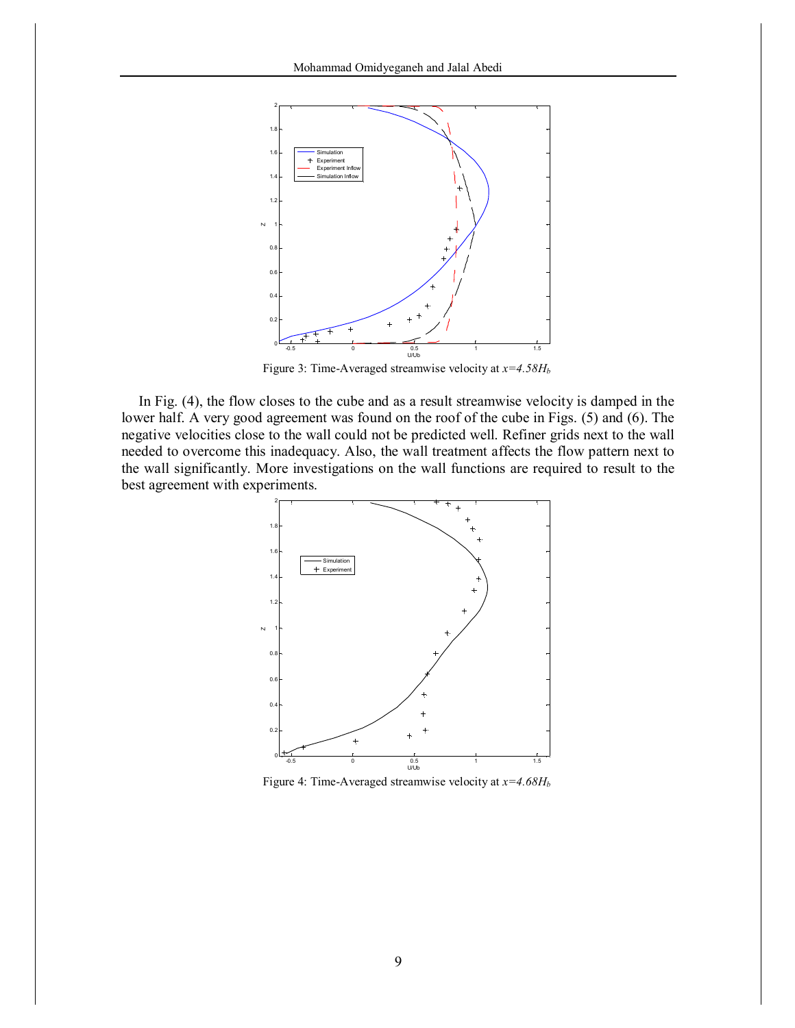Figure 3: Time-Averaged streamwise velocity at $x=4.58H_b$

In Fig. (4), the flow closes to the cube and as a result streamwise velocity is damped in the lower half. A very good agreement was found on the roof of the cube in Figs. (5) and (6). The negative velocities close to the wall could not be predicted well. Refiner grids next to the wall needed to overcome this inadequacy. Also, the wall treatment affects the flow pattern next to the wall significantly. More investigations on the wall functions are required to result to the best agreement with experiments.

Figure 4: Time-Averaged streamwise velocity at $x=4.68H_b$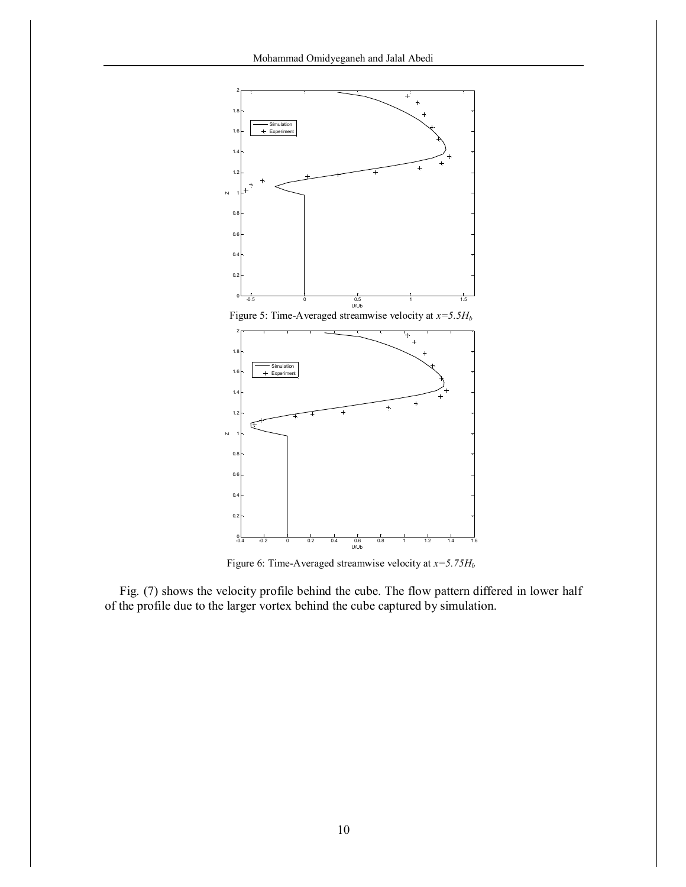Figure 5: Time-Averaged streamwise velocity at $x=5.5H_b$

Figure 6: Time-Averaged streamwise velocity at $x=5.75H_b$

Fig. (7) shows the velocity profile behind the cube. The flow pattern differed in lower half of the profile due to the larger vortex behind the cube captured by simulation.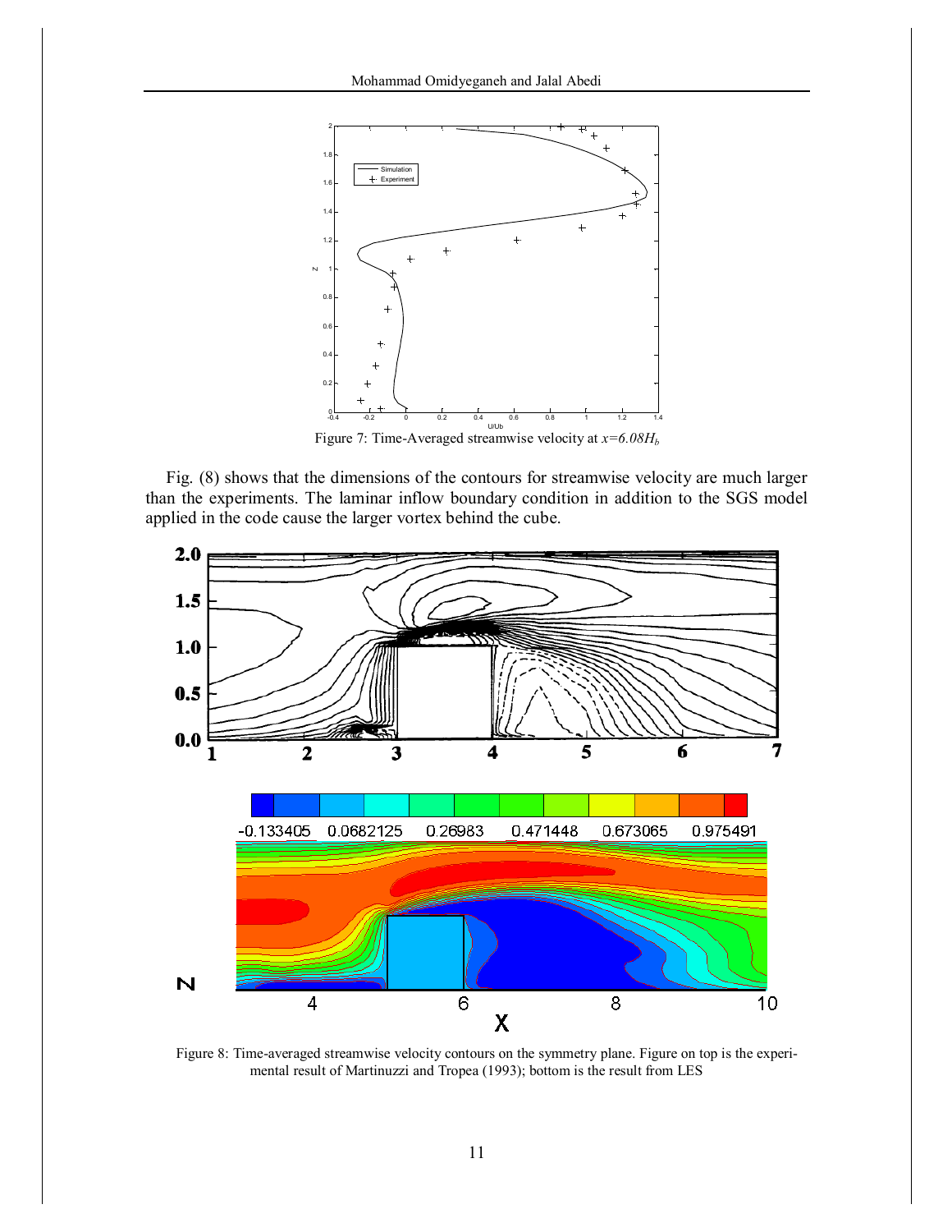Figure 7: Time-Averaged streamwise velocity at $x=6.08H_b$

Fig. (8) shows that the dimensions of the contours for streamwise velocity are much larger than the experiments. The laminar inflow boundary condition in addition to the SGS model applied in the code cause the larger vortex behind the cube.

Figure 8: Time-averaged streamwise velocity contours on the symmetry plane. Figure on top is the experimental result of Martinuzzi and Tropea (1993); bottom is the result from LES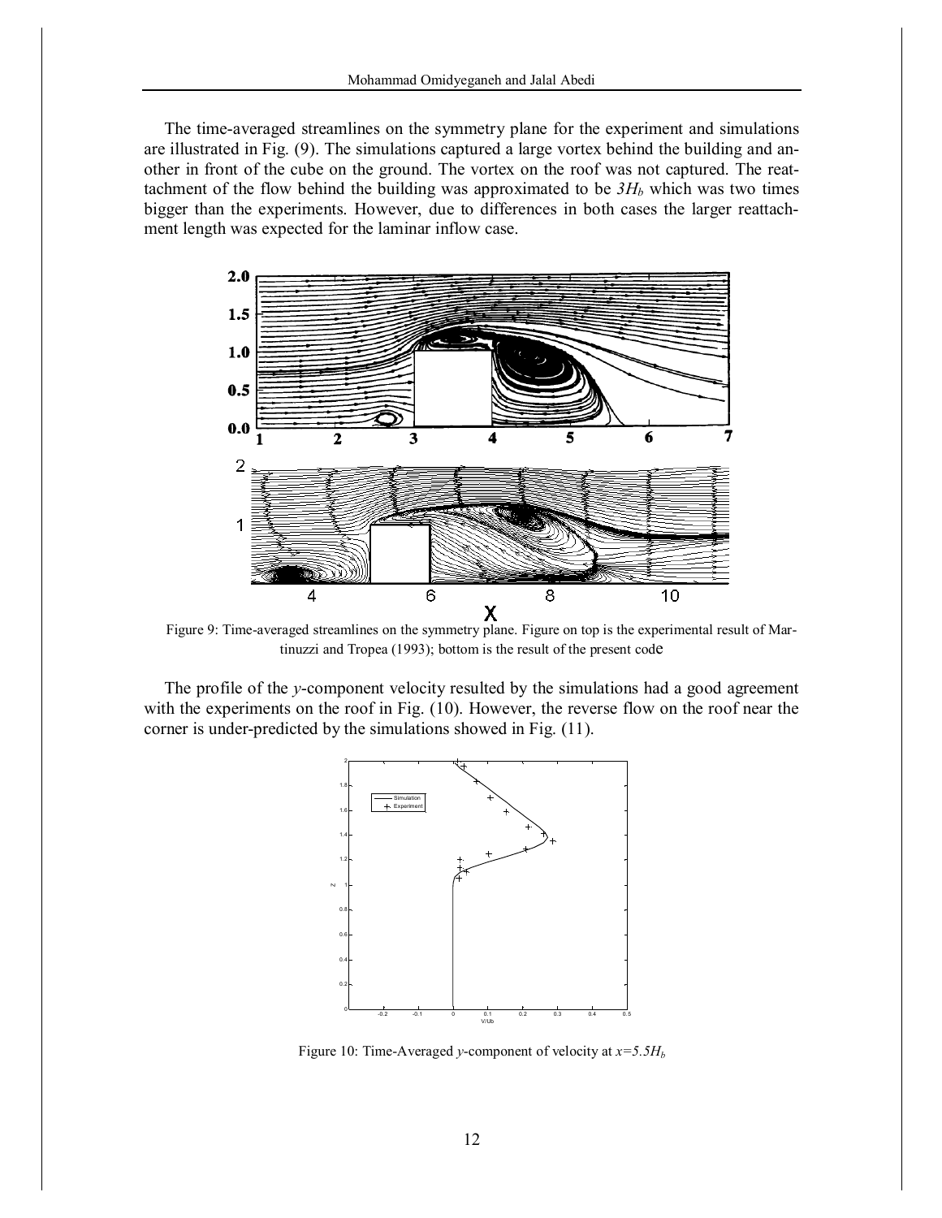The time-averaged streamlines on the symmetry plane for the experiment and simulations are illustrated in Fig. (9). The simulations captured a large vortex behind the building and another in front of the cube on the ground. The vortex on the roof was not captured. The reattachment of the flow behind the building was approximated to be $3H_b$ which was two times bigger than the experiments. However, due to differences in both cases the larger reattachment length was expected for the laminar inflow case.

Figure 9: Time-averaged streamlines on the symmetry plane. Figure on top is the experimental result of Martinuzzi and Tropea (1993); bottom is the result of the present code

The profile of the *y*-component velocity resulted by the simulations had a good agreement with the experiments on the roof in Fig. (10). However, the reverse flow on the roof near the corner is under-predicted by the simulations showed in Fig. (11).

Figure 10: Time-Averaged *y*-component of velocity at $x=5.5H_b$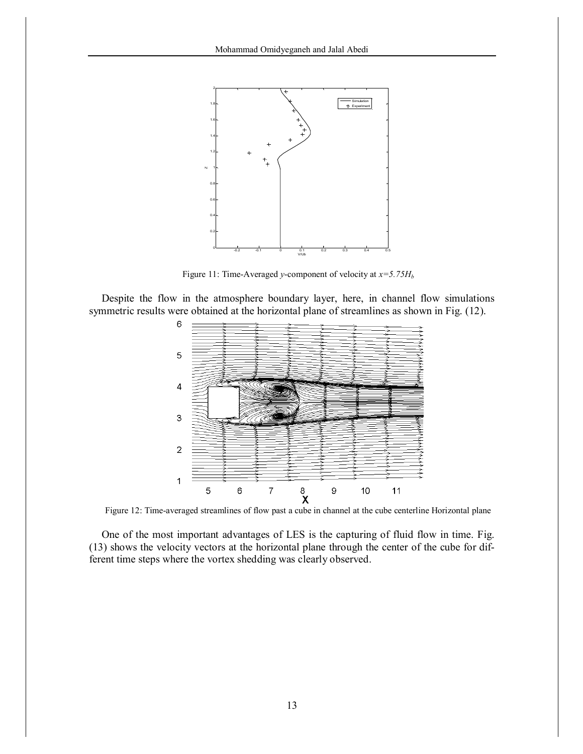Figure 11: Time-Averaged *y*-component of velocity at $x=5.75H_b$

Despite the flow in the atmosphere boundary layer, here, in channel flow simulations symmetric results were obtained at the horizontal plane of streamlines as shown in Fig. (12).

Figure 12: Time-averaged streamlines of flow past a cube in channel at the cube centerline Horizontal plane

One of the most important advantages of LES is the capturing of fluid flow in time. Fig. (13) shows the velocity vectors at the horizontal plane through the center of the cube for different time steps where the vortex shedding was clearly observed.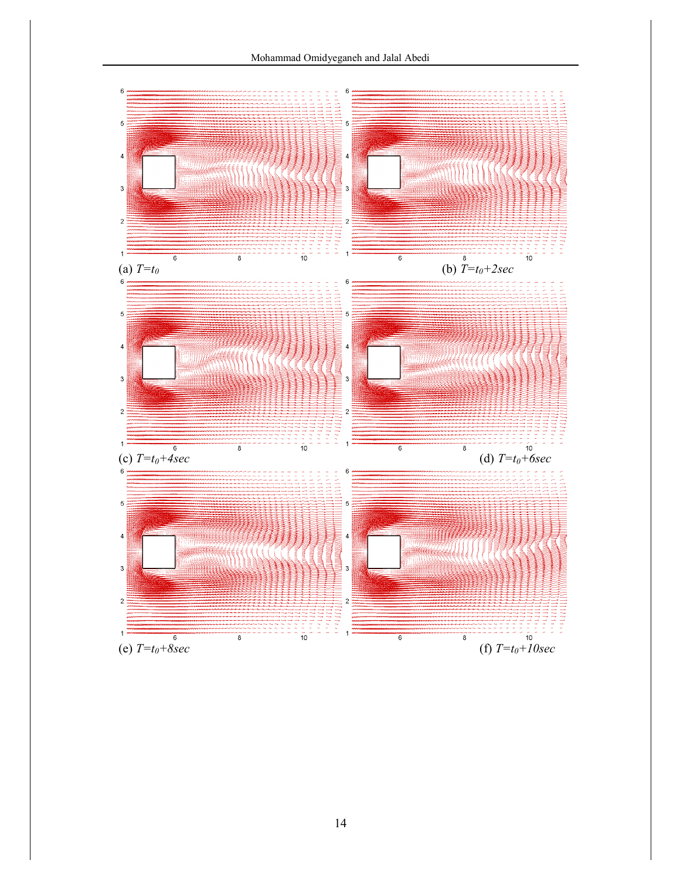(a) $T=t_0$

(b) $T=t_0+2sec$

(c) $T=t_0+4sec$

(d) $T=t_0+6sec$

(e) $T=t_0+8sec$

(f) $T=t_0+10sec$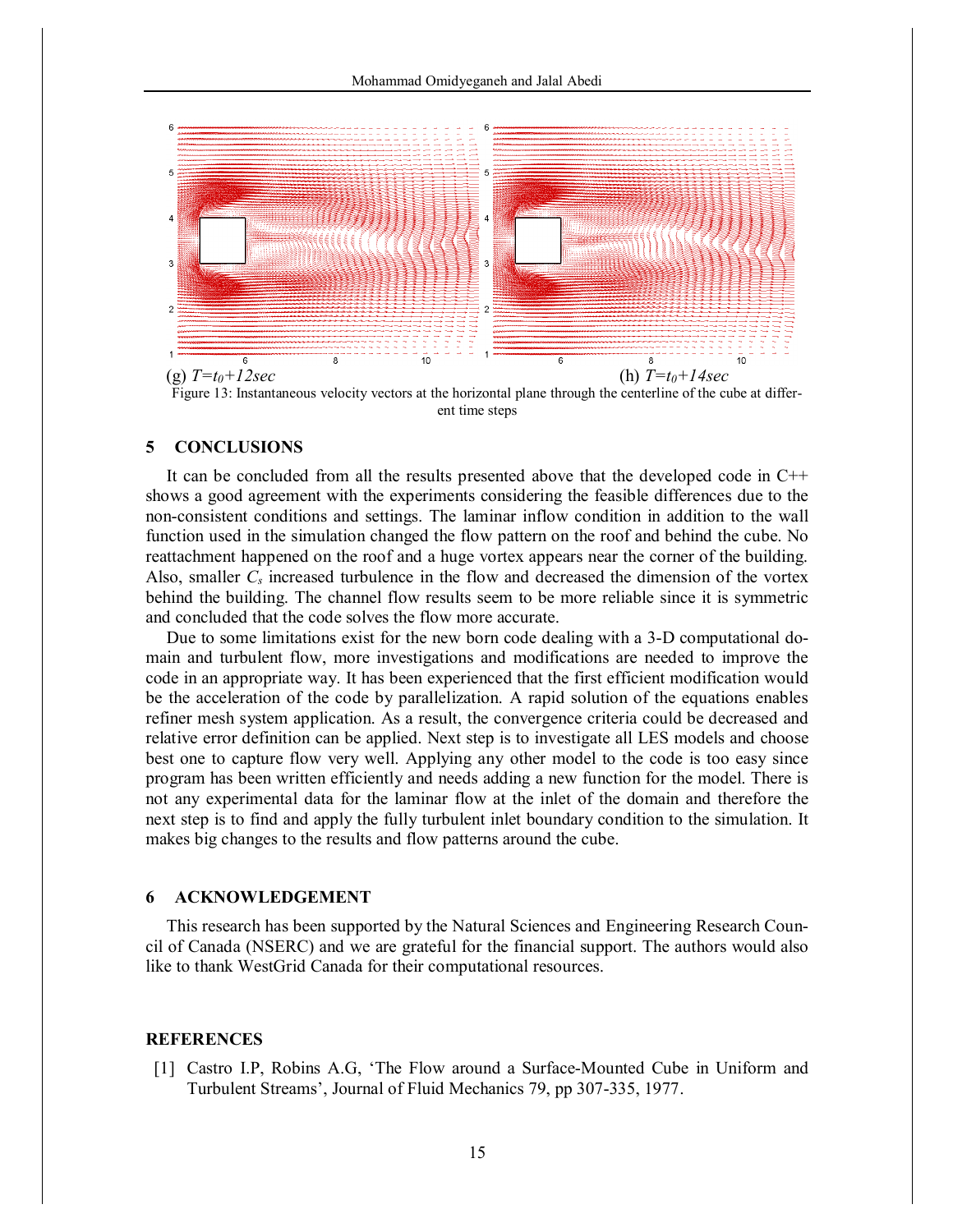(g) $T=t_0+12sec$ (h) $T=t_0+14sec$

Figure 13: Instantaneous velocity vectors at the horizontal plane through the centerline of the cube at different time steps

## 5 CONCLUSIONS

It can be concluded from all the results presented above that the developed code in C++ shows a good agreement with the experiments considering the feasible differences due to the non-consistent conditions and settings. The laminar inflow condition in addition to the wall function used in the simulation changed the flow pattern on the roof and behind the cube. No reattachment happened on the roof and a huge vortex appears near the corner of the building. Also, smaller $C_s$ increased turbulence in the flow and decreased the dimension of the vortex behind the building. The channel flow results seem to be more reliable since it is symmetric and concluded that the code solves the flow more accurate.

Due to some limitations exist for the new born code dealing with a 3-D computational domain and turbulent flow, more investigations and modifications are needed to improve the code in an appropriate way. It has been experienced that the first efficient modification would be the acceleration of the code by parallelization. A rapid solution of the equations enables refiner mesh system application. As a result, the convergence criteria could be decreased and relative error definition can be applied. Next step is to investigate all LES models and choose best one to capture flow very well. Applying any other model to the code is too easy since program has been written efficiently and needs adding a new function for the model. There is not any experimental data for the laminar flow at the inlet of the domain and therefore the next step is to find and apply the fully turbulent inlet boundary condition to the simulation. It makes big changes to the results and flow patterns around the cube.

## 6 ACKNOWLEDGEMENT

This research has been supported by the Natural Sciences and Engineering Research Council of Canada (NSERC) and we are grateful for the financial support. The authors would also like to thank WestGrid Canada for their computational resources.

## REFERENCES

[1] Castro I.P, Robins A.G, 'The Flow around a Surface-Mounted Cube in Uniform and Turbulent Streams', Journal of Fluid Mechanics 79, pp 307-335, 1977.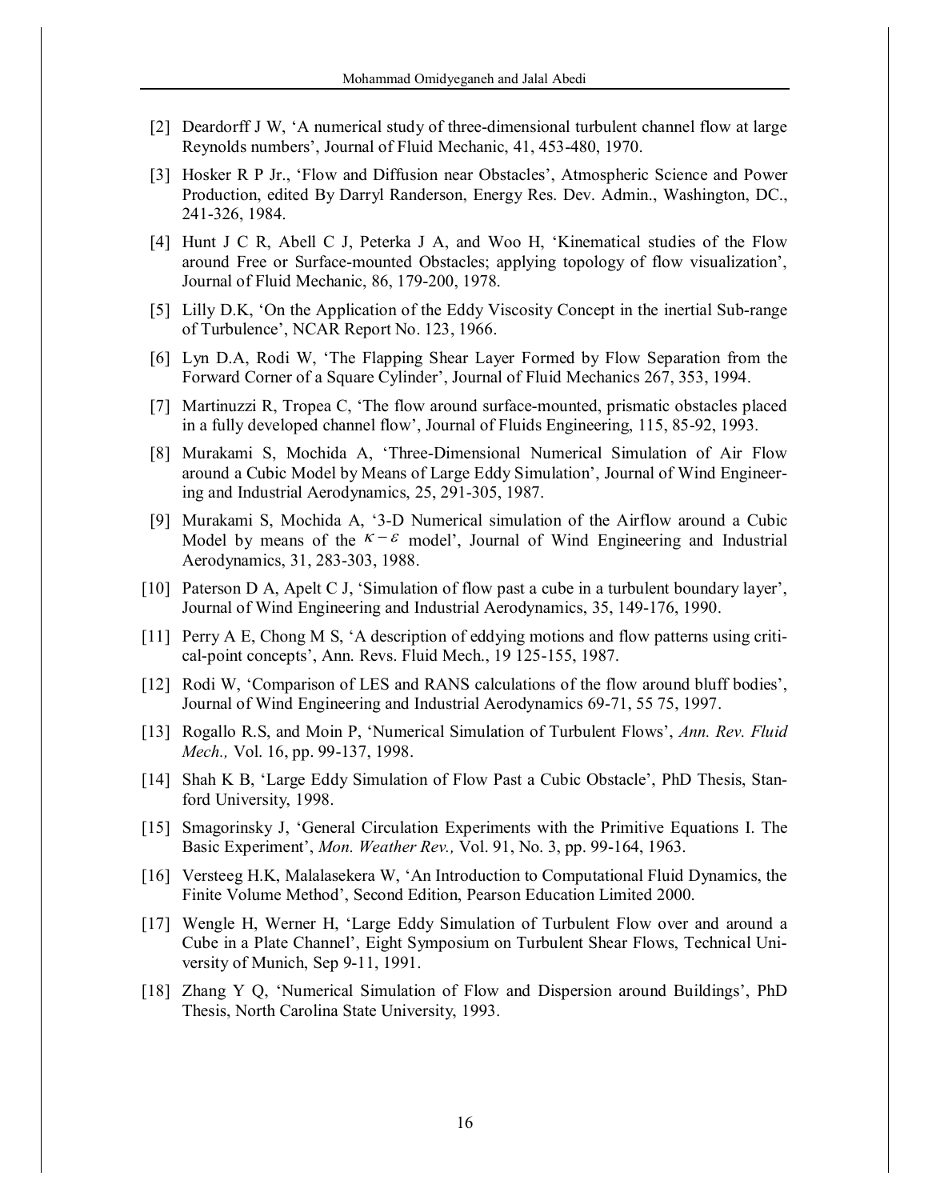[2] Deardorff J W, 'A numerical study of three-dimensional turbulent channel flow at large Reynolds numbers', Journal of Fluid Mechanic, 41, 453-480, 1970.

[3] Hosker R P Jr., 'Flow and Diffusion near Obstacles', Atmospheric Science and Power Production, edited By Darryl Randerson, Energy Res. Dev. Admin., Washington, DC., 241-326, 1984.

[4] Hunt J C R, Abell C J, Peterka J A, and Woo H, 'Kinematical studies of the Flow around Free or Surface-mounted Obstacles; applying topology of flow visualization', Journal of Fluid Mechanic, 86, 179-200, 1978.

[5] Lilly D.K, 'On the Application of the Eddy Viscosity Concept in the inertial Sub-range of Turbulence', NCAR Report No. 123, 1966.

[6] Lyn D.A, Rodi W, 'The Flapping Shear Layer Formed by Flow Separation from the Forward Corner of a Square Cylinder', Journal of Fluid Mechanics 267, 353, 1994.

[7] Martinuzzi R, Tropea C, 'The flow around surface-mounted, prismatic obstacles placed in a fully developed channel flow', Journal of Fluids Engineering, 115, 85-92, 1993.

[8] Murakami S, Mochida A, 'Three-Dimensional Numerical Simulation of Air Flow around a Cubic Model by Means of Large Eddy Simulation', Journal of Wind Engineering and Industrial Aerodynamics, 25, 291-305, 1987.

[9] Murakami S, Mochida A, '3-D Numerical simulation of the Airflow around a Cubic Model by means of the $\kappa-\varepsilon$ model', Journal of Wind Engineering and Industrial Aerodynamics, 31, 283-303, 1988.

[10] Paterson D A, Apelt C J, 'Simulation of flow past a cube in a turbulent boundary layer', Journal of Wind Engineering and Industrial Aerodynamics, 35, 149-176, 1990.

[11] Perry A E, Chong M S, 'A description of eddying motions and flow patterns using critical-point concepts', Ann. Revs. Fluid Mech., 19 125-155, 1987.

[12] Rodi W, 'Comparison of LES and RANS calculations of the flow around bluff bodies', Journal of Wind Engineering and Industrial Aerodynamics 69-71, 55 75, 1997.

[13] Rogallo R.S, and Moin P, 'Numerical Simulation of Turbulent Flows', *Ann. Rev. Fluid Mech.,* Vol. 16, pp. 99-137, 1998.

[14] Shah K B, 'Large Eddy Simulation of Flow Past a Cubic Obstacle', PhD Thesis, Stanford University, 1998.

[15] Smagorinsky J, 'General Circulation Experiments with the Primitive Equations I. The Basic Experiment', *Mon. Weather Rev.,* Vol. 91, No. 3, pp. 99-164, 1963.

[16] Versteeg H.K, Malalasekera W, 'An Introduction to Computational Fluid Dynamics, the Finite Volume Method', Second Edition, Pearson Education Limited 2000.

[17] Wengle H, Werner H, 'Large Eddy Simulation of Turbulent Flow over and around a Cube in a Plate Channel', Eight Symposium on Turbulent Shear Flows, Technical University of Munich, Sep 9-11, 1991.

[18] Zhang Y Q, 'Numerical Simulation of Flow and Dispersion around Buildings', PhD Thesis, North Carolina State University, 1993.